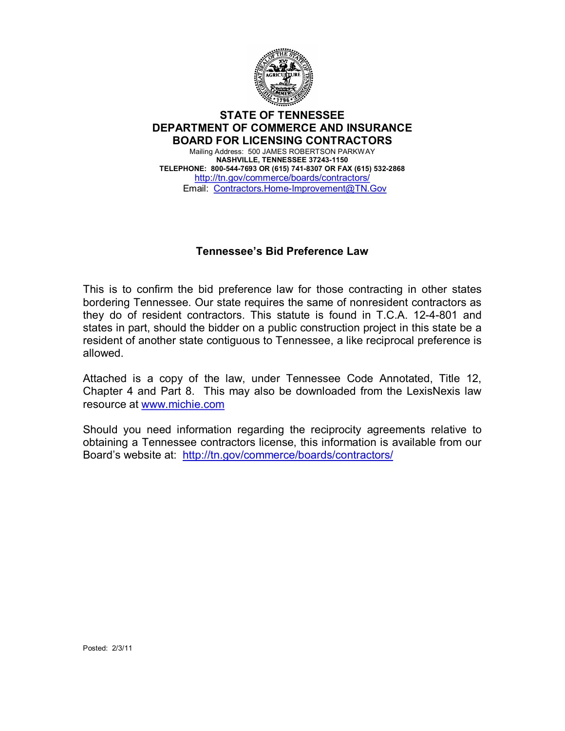**STATE OF TENNESSEE**
**DEPARTMENT OF COMMERCE AND INSURANCE**
**BOARD FOR LICENSING CONTRACTORS**

Mailing Address: 500 JAMES ROBERTSON PARKWAY
**NASHVILLE, TENNESSEE 37243-1150**
**TELEPHONE: 800-544-7693 OR (615) 741-8307 OR FAX (615) 532-2868**
http://tn.gov/commerce/boards/contractors/
Email: Contractors.Home-Improvement@TN.Gov

## Tennessee's Bid Preference Law

This is to confirm the bid preference law for those contracting in other states bordering Tennessee. Our state requires the same of nonresident contractors as they do of resident contractors. This statute is found in T.C.A. 12-4-801 and states in part, should the bidder on a public construction project in this state be a resident of another state contiguous to Tennessee, a like reciprocal preference is allowed.

Attached is a copy of the law, under Tennessee Code Annotated, Title 12, Chapter 4 and Part 8. This may also be downloaded from the LexisNexis law resource at www.michie.com

Should you need information regarding the reciprocity agreements relative to obtaining a Tennessee contractors license, this information is available from our Board's website at: http://tn.gov/commerce/boards/contractors/

Posted: 2/3/11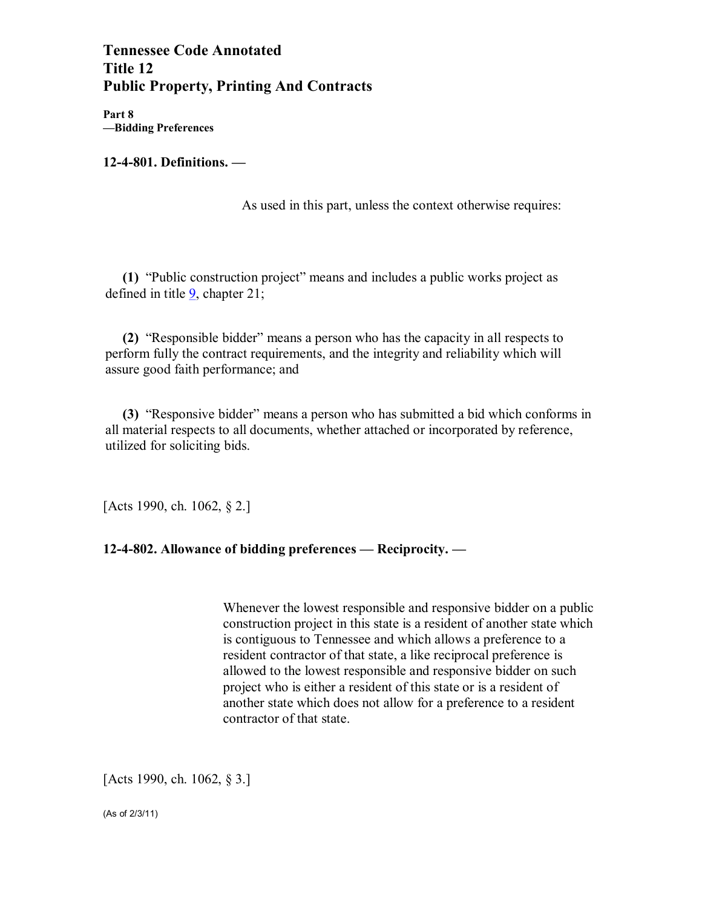# Tennessee Code Annotated
# Title 12
# Public Property, Printing And Contracts

**Part 8**
**—Bidding Preferences**

### 12-4-801. Definitions. —

As used in this part, unless the context otherwise requires:

**(1)** "Public construction project" means and includes a public works project as defined in title 9, chapter 21;

**(2)** "Responsible bidder" means a person who has the capacity in all respects to perform fully the contract requirements, and the integrity and reliability which will assure good faith performance; and

**(3)** "Responsive bidder" means a person who has submitted a bid which conforms in all material respects to all documents, whether attached or incorporated by reference, utilized for soliciting bids.

[Acts 1990, ch. 1062, § 2.]

### 12-4-802. Allowance of bidding preferences — Reciprocity. —

Whenever the lowest responsible and responsive bidder on a public construction project in this state is a resident of another state which is contiguous to Tennessee and which allows a preference to a resident contractor of that state, a like reciprocal preference is allowed to the lowest responsible and responsive bidder on such project who is either a resident of this state or is a resident of another state which does not allow for a preference to a resident contractor of that state.

[Acts 1990, ch. 1062, § 3.]

(As of 2/3/11)